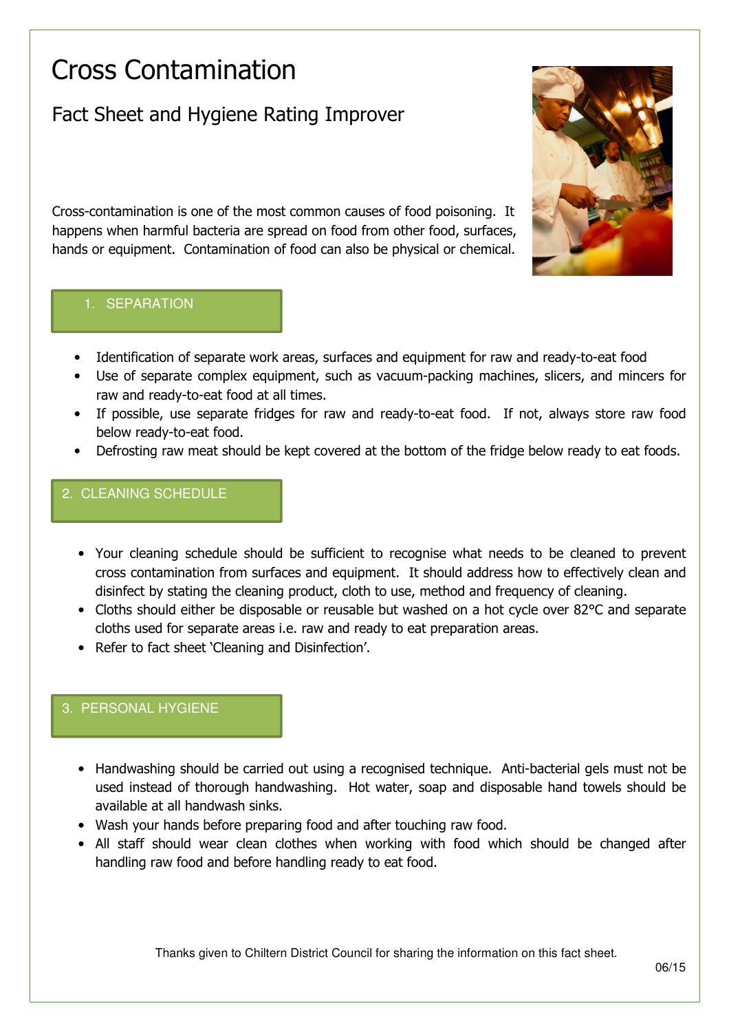# Cross Contamination

## Fact Sheet and Hygiene Rating Improver

Cross-contamination is one of the most common causes of food poisoning. It happens when harmful bacteria are spread on food from other food, surfaces, hands or equipment. Contamination of food can also be physical or chemical.

### 1. SEPARATION

- Identification of separate work areas, surfaces and equipment for raw and ready-to-eat food
- Use of separate complex equipment, such as vacuum-packing machines, slicers, and mincers for raw and ready-to-eat food at all times.
- If possible, use separate fridges for raw and ready-to-eat food. If not, always store raw food below ready-to-eat food.
- Defrosting raw meat should be kept covered at the bottom of the fridge below ready to eat foods.

### 2. CLEANING SCHEDULE

- Your cleaning schedule should be sufficient to recognise what needs to be cleaned to prevent cross contamination from surfaces and equipment. It should address how to effectively clean and disinfect by stating the cleaning product, cloth to use, method and frequency of cleaning.
- Cloths should either be disposable or reusable but washed on a hot cycle over 82°C and separate cloths used for separate areas i.e. raw and ready to eat preparation areas.
- Refer to fact sheet 'Cleaning and Disinfection'.

### 3. PERSONAL HYGIENE

- Handwashing should be carried out using a recognised technique. Anti-bacterial gels must not be used instead of thorough handwashing. Hot water, soap and disposable hand towels should be available at all handwash sinks.
- Wash your hands before preparing food and after touching raw food.
- All staff should wear clean clothes when working with food which should be changed after handling raw food and before handling ready to eat food.

Thanks given to Chiltern District Council for sharing the information on this fact sheet.

06/15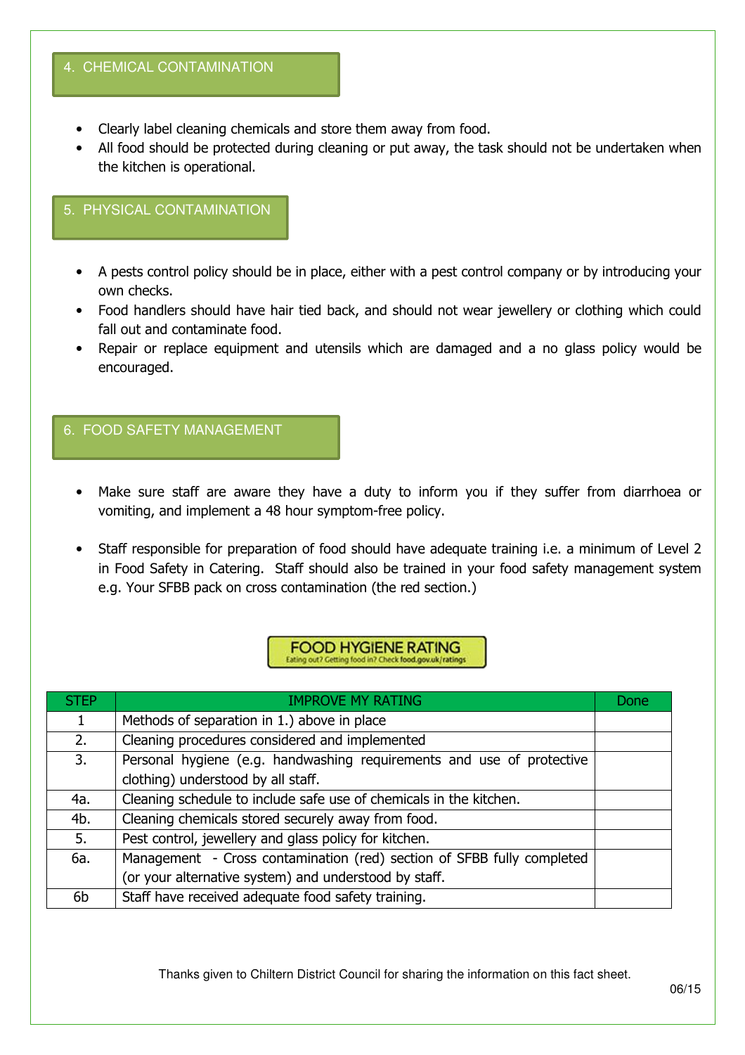## 4. CHEMICAL CONTAMINATION

- Clearly label cleaning chemicals and store them away from food.
- All food should be protected during cleaning or put away, the task should not be undertaken when the kitchen is operational.

## 5. PHYSICAL CONTAMINATION

- A pests control policy should be in place, either with a pest control company or by introducing your own checks.
- Food handlers should have hair tied back, and should not wear jewellery or clothing which could fall out and contaminate food.
- Repair or replace equipment and utensils which are damaged and a no glass policy would be encouraged.

## 6. FOOD SAFETY MANAGEMENT

- Make sure staff are aware they have a duty to inform you if they suffer from diarrhoea or vomiting, and implement a 48 hour symptom-free policy.

- Staff responsible for preparation of food should have adequate training i.e. a minimum of Level 2 in Food Safety in Catering. Staff should also be trained in your food safety management system e.g. Your SFBB pack on cross contamination (the red section.)

FOOD HYGIENE RATING
Eating out? Getting food in? Check food.gov.uk/ratings

| STEP | IMPROVE MY RATING | Done |
|---|---|---|
| 1 | Methods of separation in 1.) above in place | |
| 2. | Cleaning procedures considered and implemented | |
| 3. | Personal hygiene (e.g. handwashing requirements and use of protective clothing) understood by all staff. | |
| 4a. | Cleaning schedule to include safe use of chemicals in the kitchen. | |
| 4b. | Cleaning chemicals stored securely away from food. | |
| 5. | Pest control, jewellery and glass policy for kitchen. | |
| 6a. | Management - Cross contamination (red) section of SFBB fully completed (or your alternative system) and understood by staff. | |
| 6b | Staff have received adequate food safety training. | |

Thanks given to Chiltern District Council for sharing the information on this fact sheet.

06/15